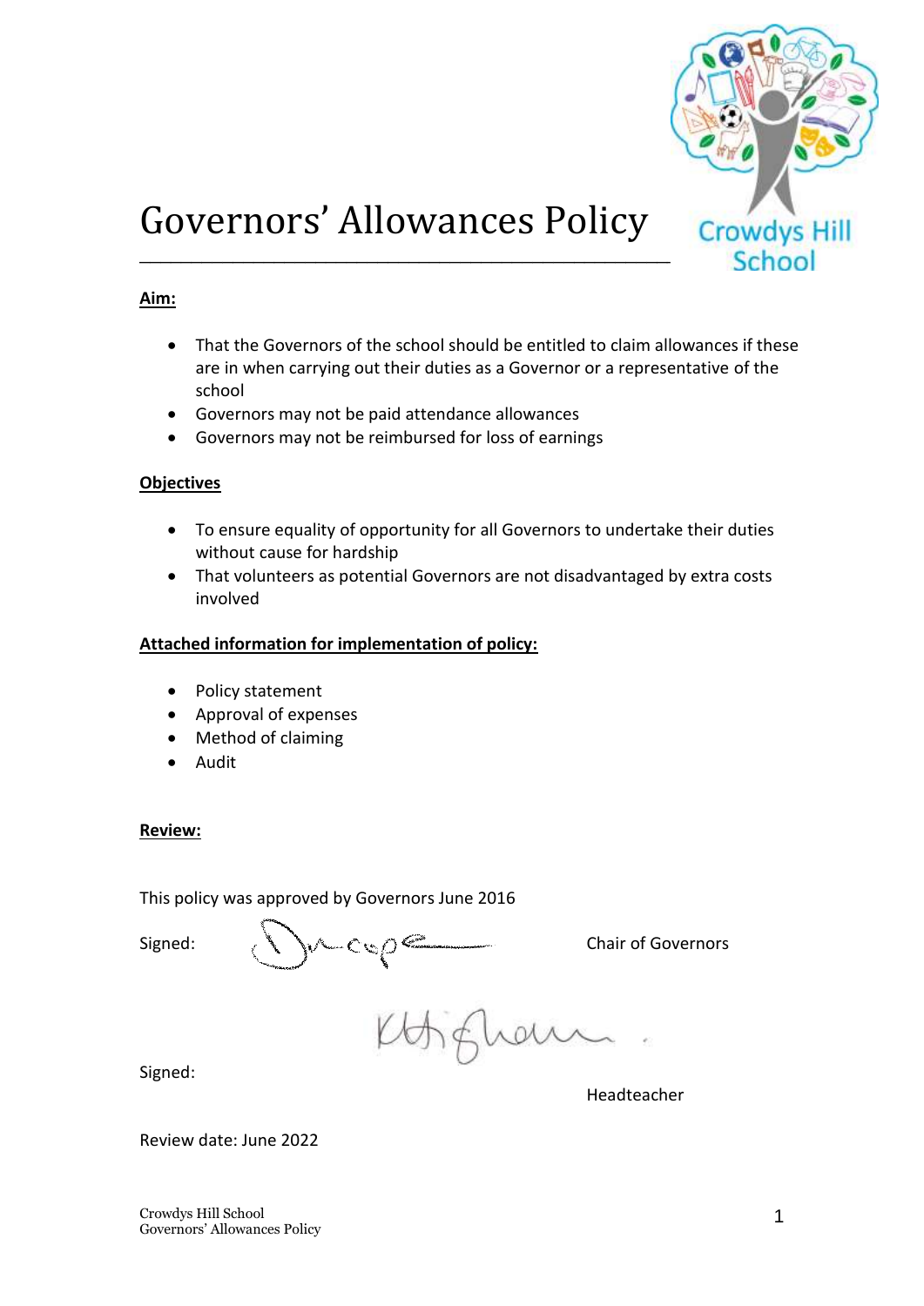# Governors' Allowances Policy

**Aim:**

- That the Governors of the school should be entitled to claim allowances if these are in when carrying out their duties as a Governor or a representative of the school
- Governors may not be paid attendance allowances
- Governors may not be reimbursed for loss of earnings

**Objectives**

- To ensure equality of opportunity for all Governors to undertake their duties without cause for hardship
- That volunteers as potential Governors are not disadvantaged by extra costs involved

**Attached information for implementation of policy:**

- Policy statement
- Approval of expenses
- Method of claiming
- Audit

**Review:**

This policy was approved by Governors June 2016

Signed: Chair of Governors

Signed: Headteacher

Review date: June 2022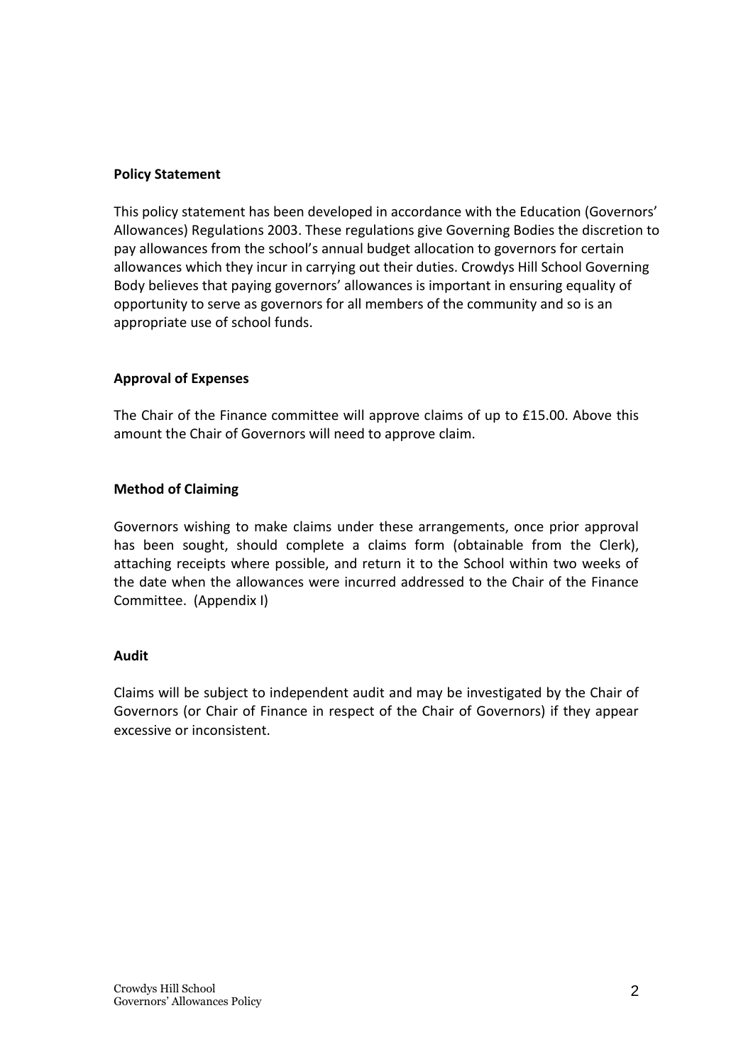**Policy Statement**

This policy statement has been developed in accordance with the Education (Governors' Allowances) Regulations 2003. These regulations give Governing Bodies the discretion to pay allowances from the school's annual budget allocation to governors for certain allowances which they incur in carrying out their duties. Crowdys Hill School Governing Body believes that paying governors' allowances is important in ensuring equality of opportunity to serve as governors for all members of the community and so is an appropriate use of school funds.

**Approval of Expenses**

The Chair of the Finance committee will approve claims of up to £15.00. Above this amount the Chair of Governors will need to approve claim.

**Method of Claiming**

Governors wishing to make claims under these arrangements, once prior approval has been sought, should complete a claims form (obtainable from the Clerk), attaching receipts where possible, and return it to the School within two weeks of the date when the allowances were incurred addressed to the Chair of the Finance Committee. (Appendix I)

**Audit**

Claims will be subject to independent audit and may be investigated by the Chair of Governors (or Chair of Finance in respect of the Chair of Governors) if they appear excessive or inconsistent.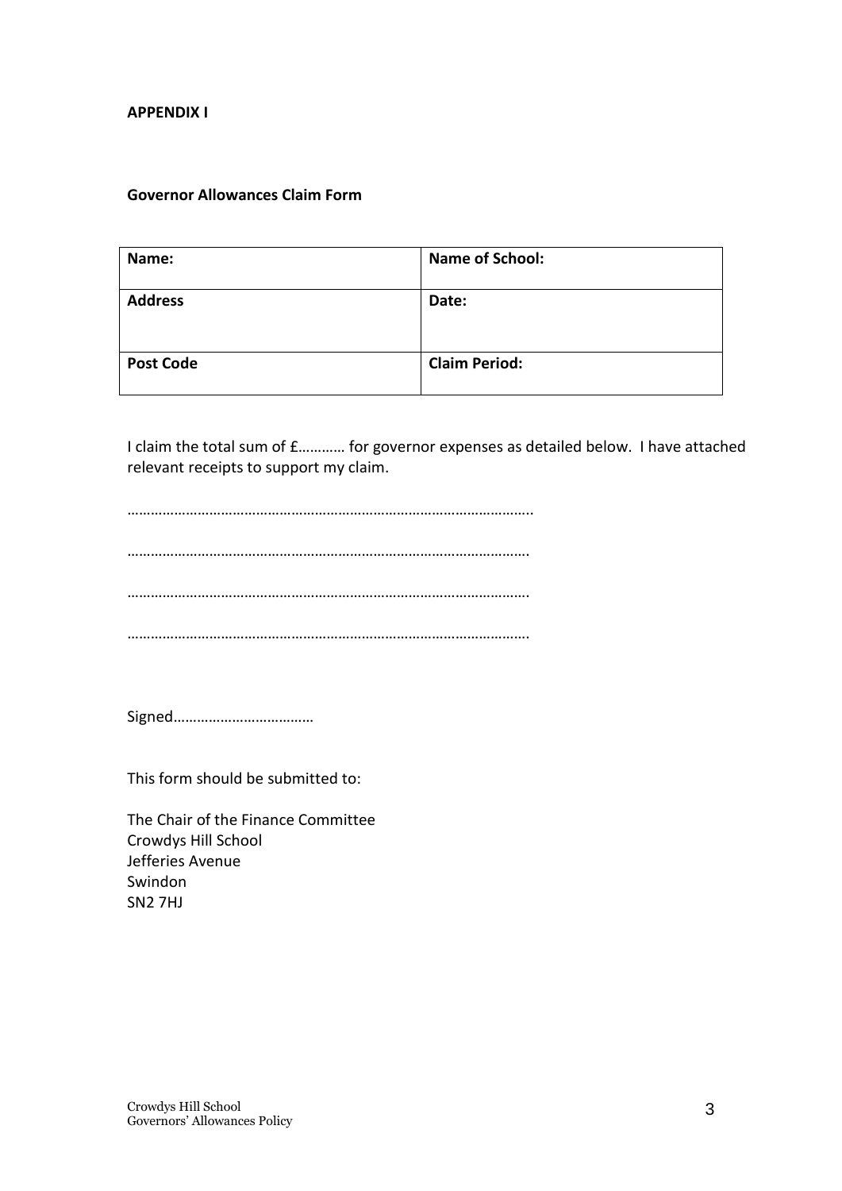**APPENDIX I**

**Governor Allowances Claim Form**

| | |
|---|---|
| **Name:** | **Name of School:** |
| **Address** | **Date:** |
| **Post Code** | **Claim Period:** |

I claim the total sum of £………… for governor expenses as detailed below. I have attached relevant receipts to support my claim.

…………………………………………………………………………………………

…………………………………………………………………………………………

…………………………………………………………………………………………

…………………………………………………………………………………………

Signed………………………………

This form should be submitted to:

The Chair of the Finance Committee
Crowdys Hill School
Jefferies Avenue
Swindon
SN2 7HJ